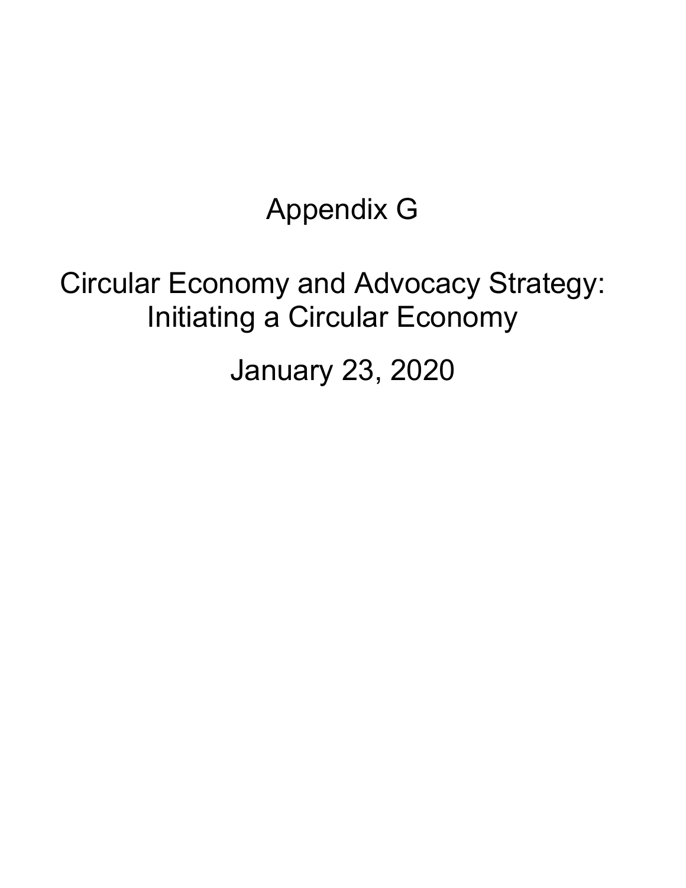# Appendix G

## Circular Economy and Advocacy Strategy: Initiating a Circular Economy

January 23, 2020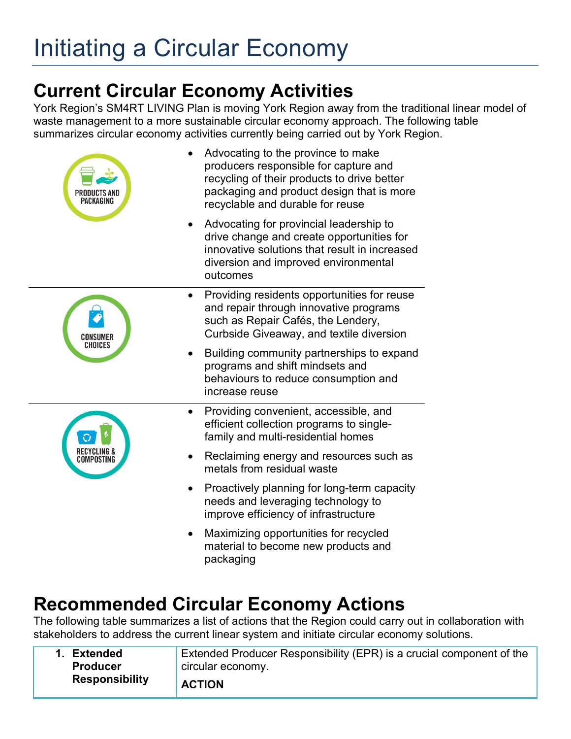# Initiating a Circular Economy

## Current Circular Economy Activities

York Region's SM4RT LIVING Plan is moving York Region away from the traditional linear model of waste management to a more sustainable circular economy approach. The following table summarizes circular economy activities currently being carried out by York Region.

| | |
|---|---|
| PRODUCTS AND PACKAGING | • Advocating to the province to make producers responsible for capture and recycling of their products to drive better packaging and product design that is more recyclable and durable for reuse<br>• Advocating for provincial leadership to drive change and create opportunities for innovative solutions that result in increased diversion and improved environmental outcomes |
| CONSUMER CHOICES | • Providing residents opportunities for reuse and repair through innovative programs such as Repair Cafés, the Lendery, Curbside Giveaway, and textile diversion<br>• Building community partnerships to expand programs and shift mindsets and behaviours to reduce consumption and increase reuse |
| RECYCLING & COMPOSTING | • Providing convenient, accessible, and efficient collection programs to single-family and multi-residential homes<br>• Reclaiming energy and resources such as metals from residual waste<br>• Proactively planning for long-term capacity needs and leveraging technology to improve efficiency of infrastructure<br>• Maximizing opportunities for recycled material to become new products and packaging |

## Recommended Circular Economy Actions

The following table summarizes a list of actions that the Region could carry out in collaboration with stakeholders to address the current linear system and initiate circular economy solutions.

| | |
|---|---|
| **1. Extended Producer Responsibility** | Extended Producer Responsibility (EPR) is a crucial component of the circular economy.<br>**ACTION** |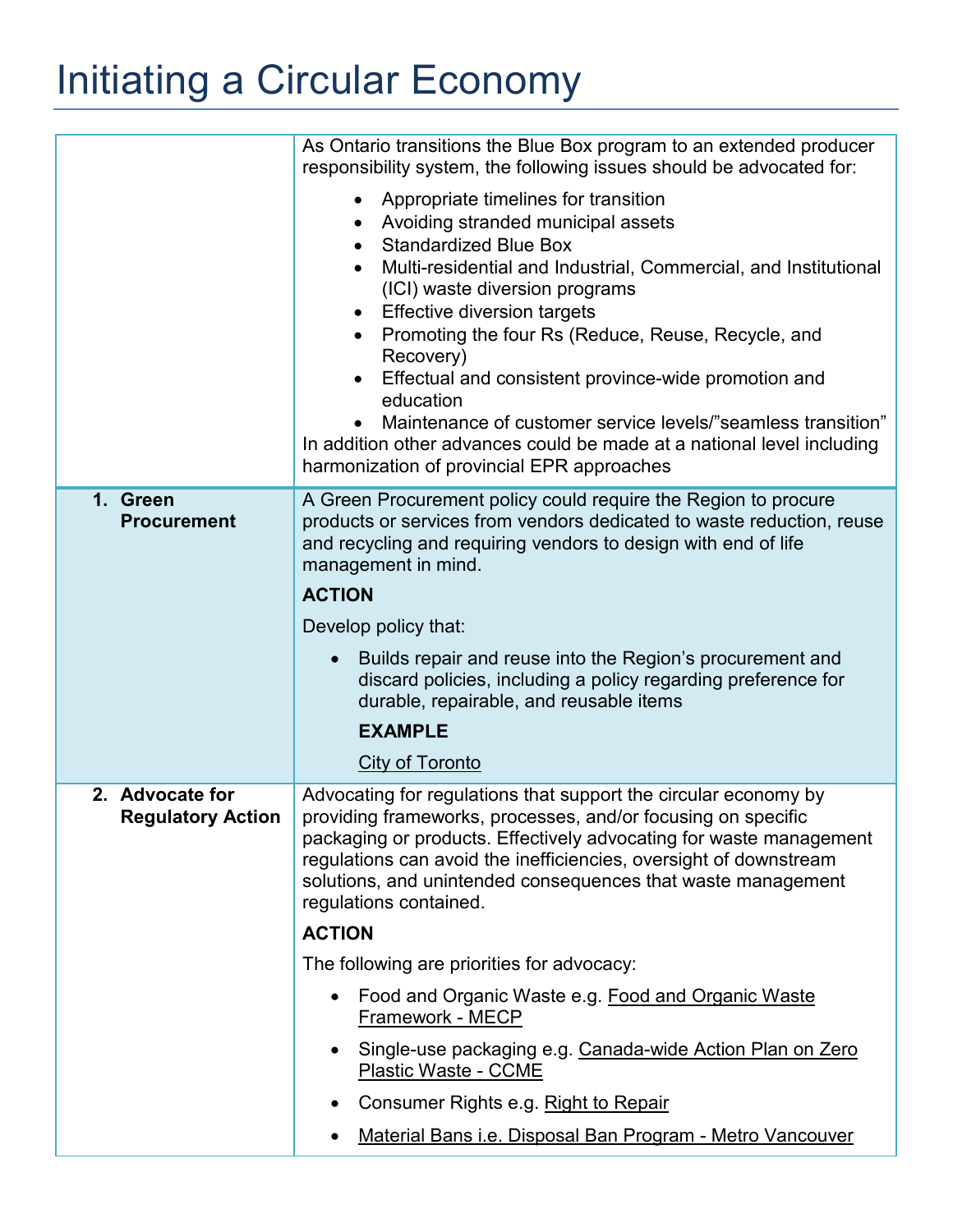# Initiating a Circular Economy

| | |
|---|---|
| | As Ontario transitions the Blue Box program to an extended producer responsibility system, the following issues should be advocated for:<br><br>• Appropriate timelines for transition<br>• Avoiding stranded municipal assets<br>• Standardized Blue Box<br>• Multi-residential and Industrial, Commercial, and Institutional (ICI) waste diversion programs<br>• Effective diversion targets<br>• Promoting the four Rs (Reduce, Reuse, Recycle, and Recovery)<br>• Effectual and consistent province-wide promotion and education<br>• Maintenance of customer service levels/"seamless transition"<br><br>In addition other advances could be made at a national level including harmonization of provincial EPR approaches |
| **1. Green Procurement** | A Green Procurement policy could require the Region to procure products or services from vendors dedicated to waste reduction, reuse and recycling and requiring vendors to design with end of life management in mind.<br><br>**ACTION**<br><br>Develop policy that:<br><br>• Builds repair and reuse into the Region's procurement and discard policies, including a policy regarding preference for durable, repairable, and reusable items<br><br>**EXAMPLE**<br><br>City of Toronto |
| **2. Advocate for Regulatory Action** | Advocating for regulations that support the circular economy by providing frameworks, processes, and/or focusing on specific packaging or products. Effectively advocating for waste management regulations can avoid the inefficiencies, oversight of downstream solutions, and unintended consequences that waste management regulations contained.<br><br>**ACTION**<br><br>The following are priorities for advocacy:<br><br>• Food and Organic Waste e.g. Food and Organic Waste Framework - MECP<br>• Single-use packaging e.g. Canada-wide Action Plan on Zero Plastic Waste - CCME<br>• Consumer Rights e.g. Right to Repair<br>• Material Bans i.e. Disposal Ban Program - Metro Vancouver |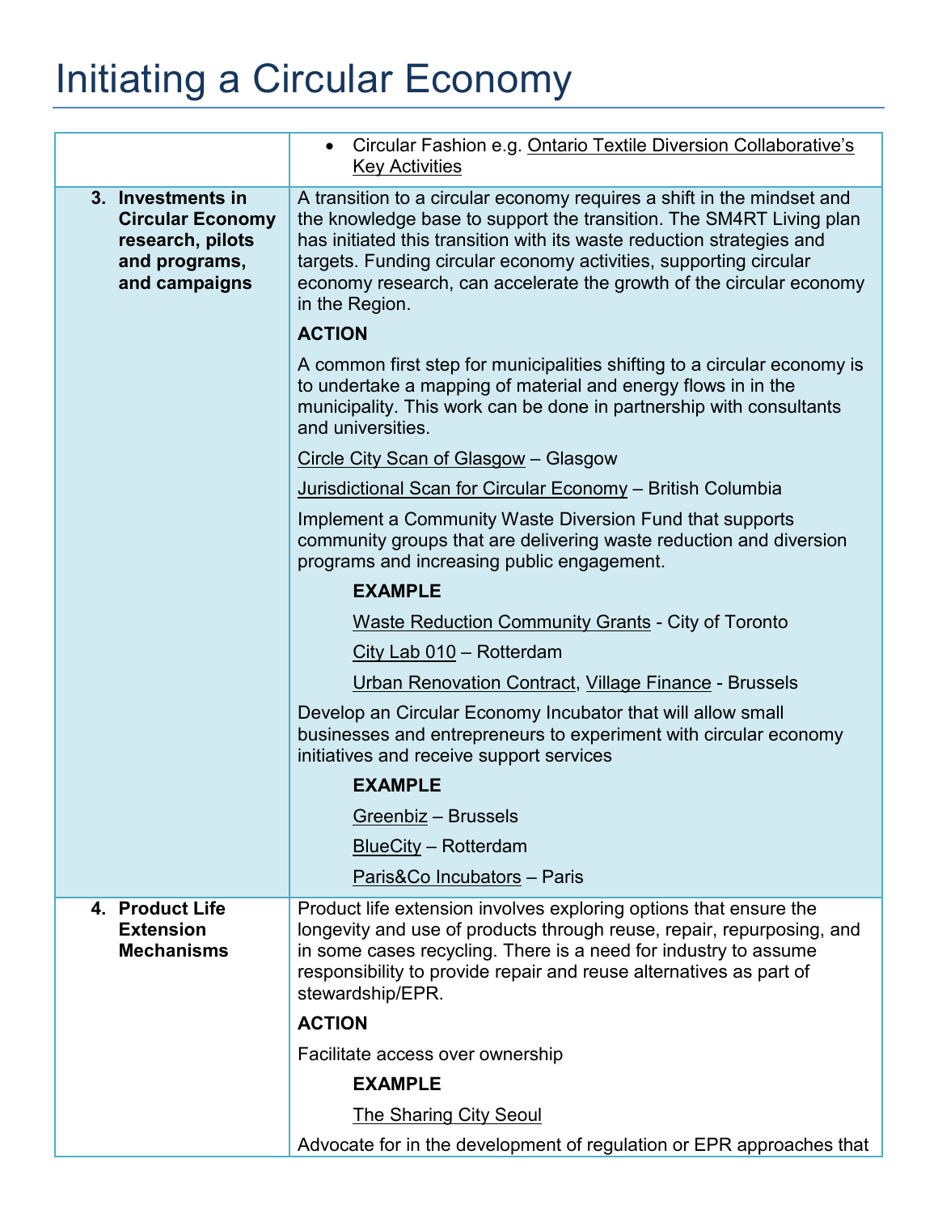# Initiating a Circular Economy

| | |
|---|---|
| | • Circular Fashion e.g. Ontario Textile Diversion Collaborative's Key Activities |
| **3. Investments in Circular Economy research, pilots and programs, and campaigns** | A transition to a circular economy requires a shift in the mindset and the knowledge base to support the transition. The SM4RT Living plan has initiated this transition with its waste reduction strategies and targets. Funding circular economy activities, supporting circular economy research, can accelerate the growth of the circular economy in the Region.<br><br>**ACTION**<br><br>A common first step for municipalities shifting to a circular economy is to undertake a mapping of material and energy flows in in the municipality. This work can be done in partnership with consultants and universities.<br><br>Circle City Scan of Glasgow – Glasgow<br><br>Jurisdictional Scan for Circular Economy – British Columbia<br><br>Implement a Community Waste Diversion Fund that supports community groups that are delivering waste reduction and diversion programs and increasing public engagement.<br><br>**EXAMPLE**<br><br>Waste Reduction Community Grants - City of Toronto<br><br>City Lab 010 – Rotterdam<br><br>Urban Renovation Contract, Village Finance - Brussels<br><br>Develop an Circular Economy Incubator that will allow small businesses and entrepreneurs to experiment with circular economy initiatives and receive support services<br><br>**EXAMPLE**<br><br>Greenbiz – Brussels<br><br>BlueCity – Rotterdam<br><br>Paris&Co Incubators – Paris |
| **4. Product Life Extension Mechanisms** | Product life extension involves exploring options that ensure the longevity and use of products through reuse, repair, repurposing, and in some cases recycling. There is a need for industry to assume responsibility to provide repair and reuse alternatives as part of stewardship/EPR.<br><br>**ACTION**<br><br>Facilitate access over ownership<br><br>**EXAMPLE**<br><br>The Sharing City Seoul<br><br>Advocate for in the development of regulation or EPR approaches that |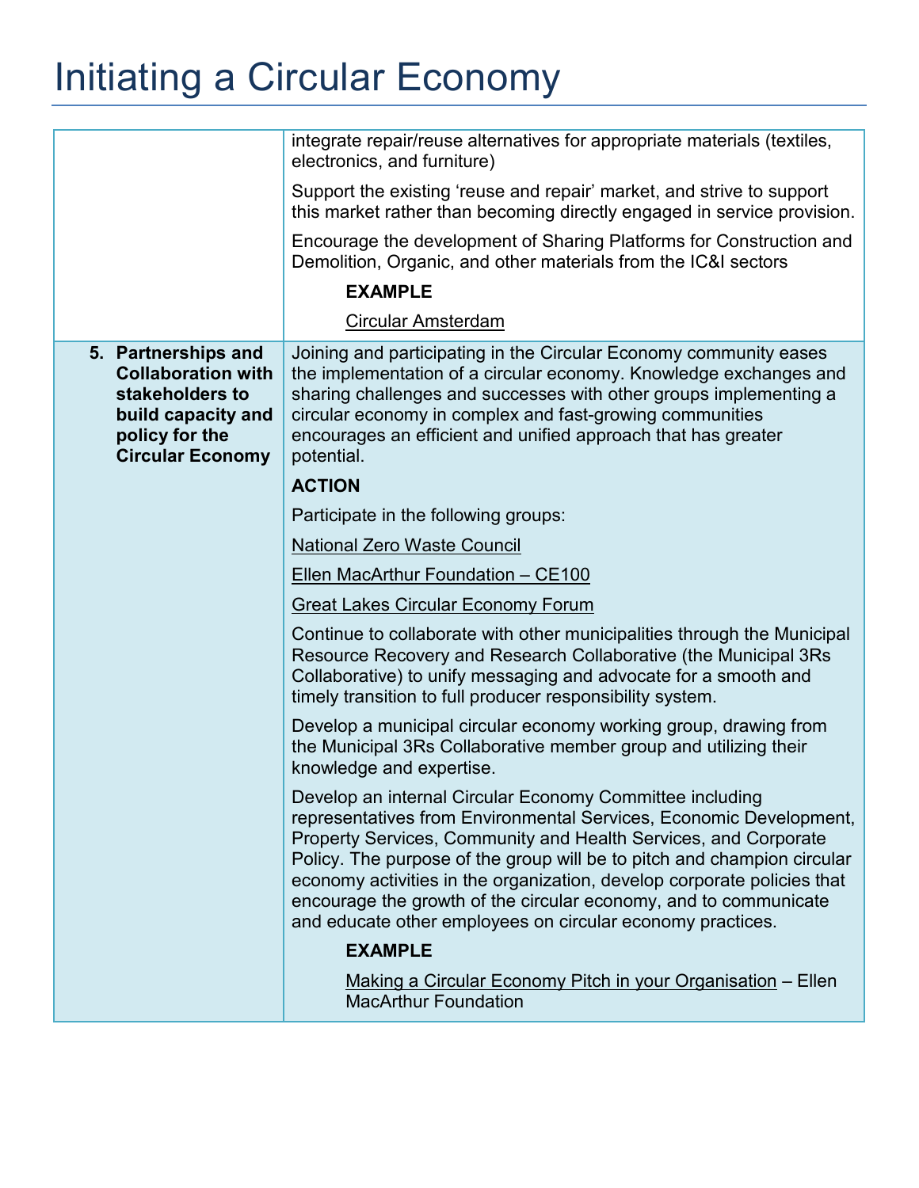# Initiating a Circular Economy

| | |
|---|---|
| | integrate repair/reuse alternatives for appropriate materials (textiles, electronics, and furniture)<br><br>Support the existing 'reuse and repair' market, and strive to support this market rather than becoming directly engaged in service provision.<br><br>Encourage the development of Sharing Platforms for Construction and Demolition, Organic, and other materials from the IC&I sectors<br><br>**EXAMPLE**<br><br>Circular Amsterdam |
| **5. Partnerships and Collaboration with stakeholders to build capacity and policy for the Circular Economy** | Joining and participating in the Circular Economy community eases the implementation of a circular economy. Knowledge exchanges and sharing challenges and successes with other groups implementing a circular economy in complex and fast-growing communities encourages an efficient and unified approach that has greater potential.<br><br>**ACTION**<br><br>Participate in the following groups:<br><br>National Zero Waste Council<br><br>Ellen MacArthur Foundation – CE100<br><br>Great Lakes Circular Economy Forum<br><br>Continue to collaborate with other municipalities through the Municipal Resource Recovery and Research Collaborative (the Municipal 3Rs Collaborative) to unify messaging and advocate for a smooth and timely transition to full producer responsibility system.<br><br>Develop a municipal circular economy working group, drawing from the Municipal 3Rs Collaborative member group and utilizing their knowledge and expertise.<br><br>Develop an internal Circular Economy Committee including representatives from Environmental Services, Economic Development, Property Services, Community and Health Services, and Corporate Policy. The purpose of the group will be to pitch and champion circular economy activities in the organization, develop corporate policies that encourage the growth of the circular economy, and to communicate and educate other employees on circular economy practices.<br><br>**EXAMPLE**<br><br>Making a Circular Economy Pitch in your Organisation – Ellen MacArthur Foundation |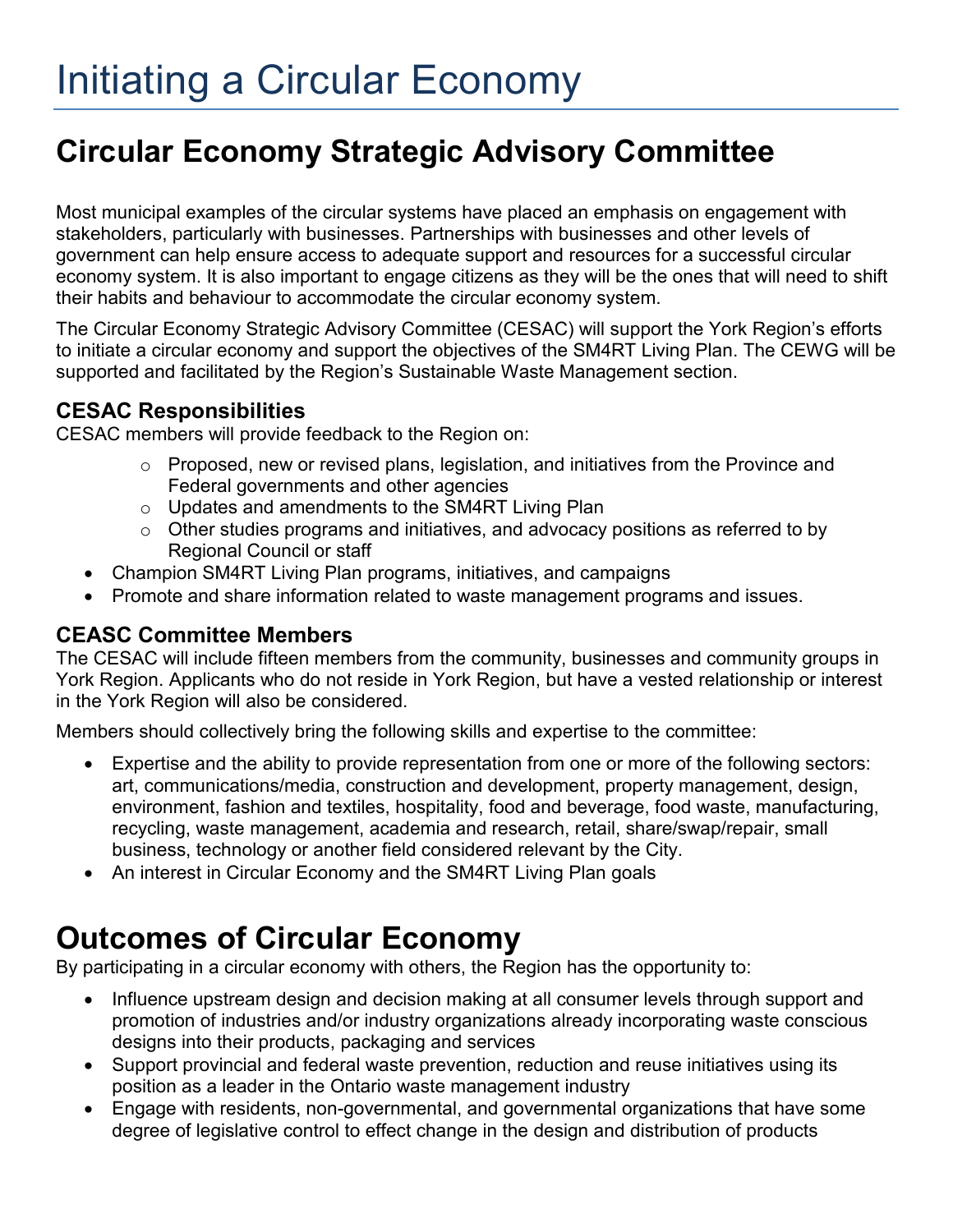# Initiating a Circular Economy

## Circular Economy Strategic Advisory Committee

Most municipal examples of the circular systems have placed an emphasis on engagement with stakeholders, particularly with businesses. Partnerships with businesses and other levels of government can help ensure access to adequate support and resources for a successful circular economy system. It is also important to engage citizens as they will be the ones that will need to shift their habits and behaviour to accommodate the circular economy system.

The Circular Economy Strategic Advisory Committee (CESAC) will support the York Region's efforts to initiate a circular economy and support the objectives of the SM4RT Living Plan. The CEWG will be supported and facilitated by the Region's Sustainable Waste Management section.

### CESAC Responsibilities

CESAC members will provide feedback to the Region on:

- Proposed, new or revised plans, legislation, and initiatives from the Province and Federal governments and other agencies
- Updates and amendments to the SM4RT Living Plan
- Other studies programs and initiatives, and advocacy positions as referred to by Regional Council or staff

- Champion SM4RT Living Plan programs, initiatives, and campaigns
- Promote and share information related to waste management programs and issues.

### CEASC Committee Members

The CESAC will include fifteen members from the community, businesses and community groups in York Region. Applicants who do not reside in York Region, but have a vested relationship or interest in the York Region will also be considered.

Members should collectively bring the following skills and expertise to the committee:

- Expertise and the ability to provide representation from one or more of the following sectors: art, communications/media, construction and development, property management, design, environment, fashion and textiles, hospitality, food and beverage, food waste, manufacturing, recycling, waste management, academia and research, retail, share/swap/repair, small business, technology or another field considered relevant by the City.
- An interest in Circular Economy and the SM4RT Living Plan goals

## Outcomes of Circular Economy

By participating in a circular economy with others, the Region has the opportunity to:

- Influence upstream design and decision making at all consumer levels through support and promotion of industries and/or industry organizations already incorporating waste conscious designs into their products, packaging and services
- Support provincial and federal waste prevention, reduction and reuse initiatives using its position as a leader in the Ontario waste management industry
- Engage with residents, non-governmental, and governmental organizations that have some degree of legislative control to effect change in the design and distribution of products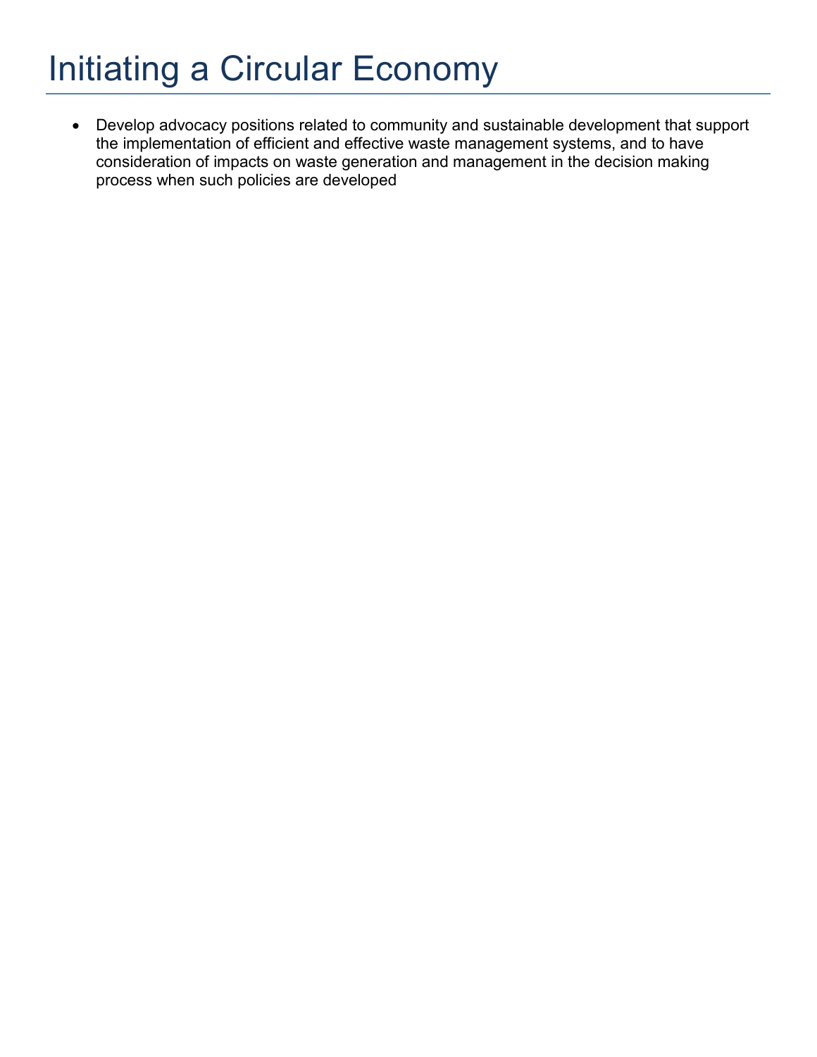# Initiating a Circular Economy

- Develop advocacy positions related to community and sustainable development that support the implementation of efficient and effective waste management systems, and to have consideration of impacts on waste generation and management in the decision making process when such policies are developed